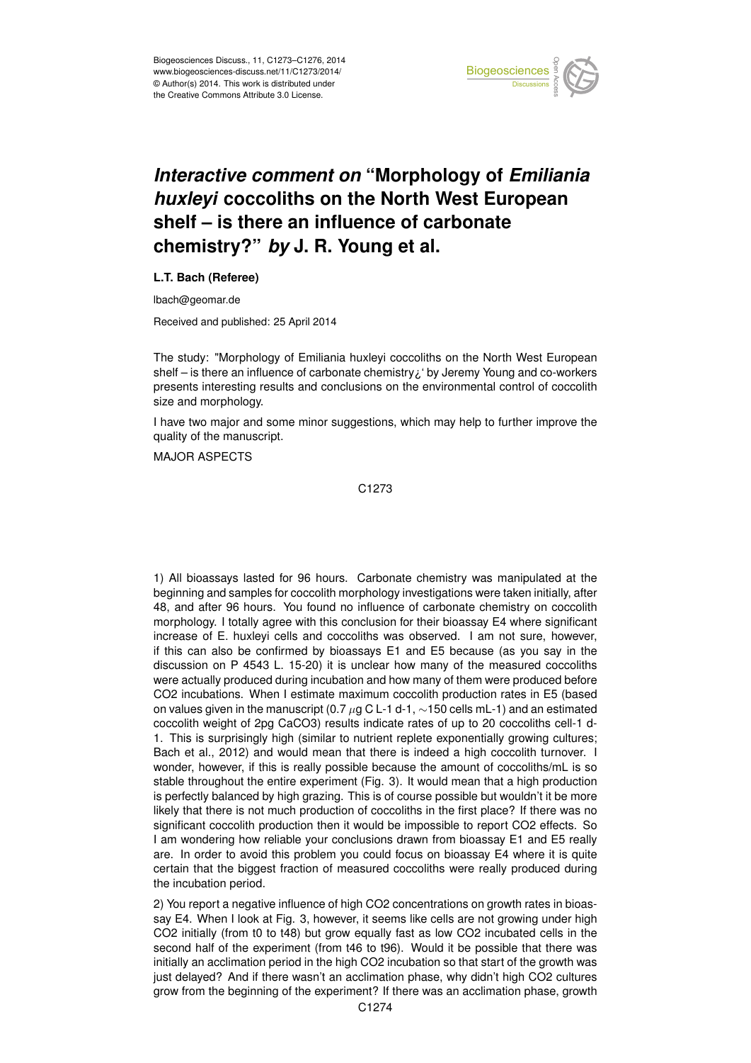# *Interactive comment on* "Morphology of *Emiliania huxleyi* coccoliths on the North West European shelf – is there an influence of carbonate chemistry?" *by* J. R. Young et al.

**L.T. Bach (Referee)**

lbach@geomar.de

Received and published: 25 April 2014

The study: "Morphology of Emiliania huxleyi coccoliths on the North West European shelf – is there an influence of carbonate chemistry¿' by Jeremy Young and co-workers presents interesting results and conclusions on the environmental control of coccolith size and morphology.

I have two major and some minor suggestions, which may help to further improve the quality of the manuscript.

MAJOR ASPECTS

1) All bioassays lasted for 96 hours. Carbonate chemistry was manipulated at the beginning and samples for coccolith morphology investigations were taken initially, after 48, and after 96 hours. You found no influence of carbonate chemistry on coccolith morphology. I totally agree with this conclusion for their bioassay E4 where significant increase of E. huxleyi cells and coccoliths was observed. I am not sure, however, if this can also be confirmed by bioassays E1 and E5 because (as you say in the discussion on P 4543 L. 15-20) it is unclear how many of the measured coccoliths were actually produced during incubation and how many of them were produced before $CO_2$ incubations. When I estimate maximum coccolith production rates in E5 (based on values given in the manuscript (0.7 $\mu$g C L-1 d-1, ~150 cells mL-1) and an estimated coccolith weight of 2pg $CaCO_3$) results indicate rates of up to 20 coccoliths cell-1 d-1. This is surprisingly high (similar to nutrient replete exponentially growing cultures; Bach et al., 2012) and would mean that there is indeed a high coccolith turnover. I wonder, however, if this is really possible because the amount of coccoliths/mL is so stable throughout the entire experiment (Fig. 3). It would mean that a high production is perfectly balanced by high grazing. This is of course possible but wouldn't it be more likely that there is not much production of coccoliths in the first place? If there was no significant coccolith production then it would be impossible to report $CO_2$ effects. So I am wondering how reliable your conclusions drawn from bioassay E1 and E5 really are. In order to avoid this problem you could focus on bioassay E4 where it is quite certain that the biggest fraction of measured coccoliths were really produced during the incubation period.

2) You report a negative influence of high $CO_2$ concentrations on growth rates in bioassay E4. When I look at Fig. 3, however, it seems like cells are not growing under high $CO_2$ initially (from t0 to t48) but grow equally fast as low $CO_2$ incubated cells in the second half of the experiment (from t46 to t96). Would it be possible that there was initially an acclimation period in the high $CO_2$ incubation so that start of the growth was just delayed? And if there wasn't an acclimation phase, why didn't high $CO_2$ cultures grow from the beginning of the experiment? If there was an acclimation phase, growth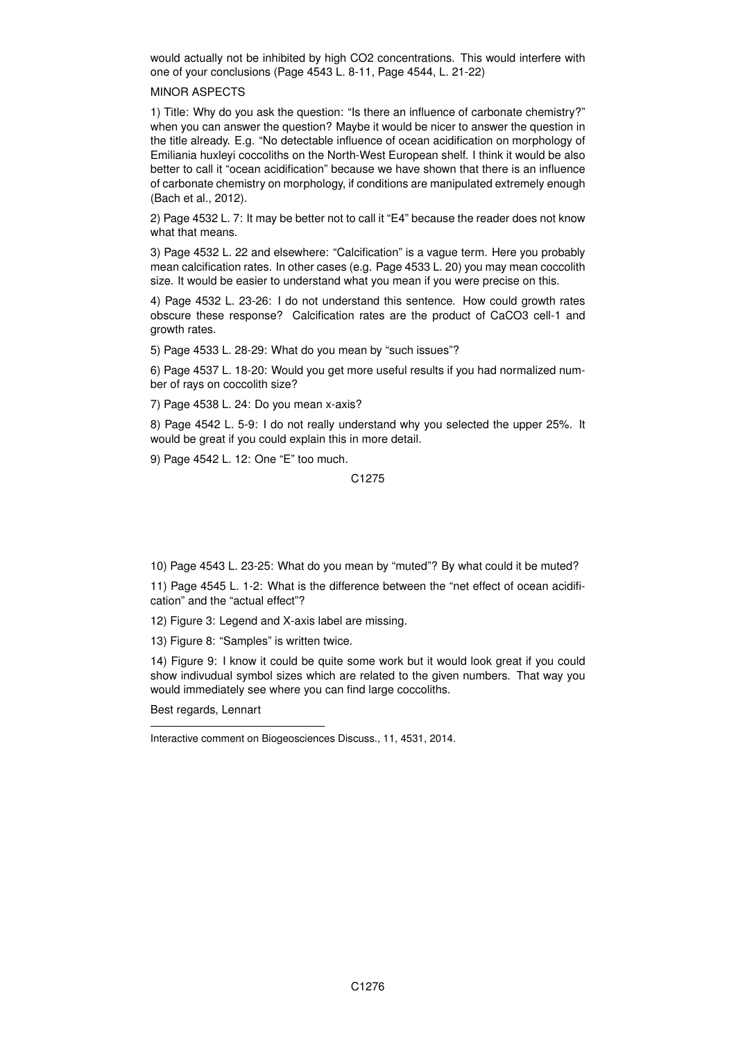would actually not be inhibited by high $CO_2$ concentrations. This would interfere with one of your conclusions (Page 4543 L. 8-11, Page 4544, L. 21-22)

MINOR ASPECTS

1) Title: Why do you ask the question: "Is there an influence of carbonate chemistry?" when you can answer the question? Maybe it would be nicer to answer the question in the title already. E.g. "No detectable influence of ocean acidification on morphology of Emiliania huxleyi coccoliths on the North-West European shelf. I think it would be also better to call it "ocean acidification" because we have shown that there is an influence of carbonate chemistry on morphology, if conditions are manipulated extremely enough (Bach et al., 2012).

2) Page 4532 L. 7: It may be better not to call it "E4" because the reader does not know what that means.

3) Page 4532 L. 22 and elsewhere: "Calcification" is a vague term. Here you probably mean calcification rates. In other cases (e.g. Page 4533 L. 20) you may mean coccolith size. It would be easier to understand what you mean if you were precise on this.

4) Page 4532 L. 23-26: I do not understand this sentence. How could growth rates obscure these response? Calcification rates are the product of $CaCO_3$ cell-1 and growth rates.

5) Page 4533 L. 28-29: What do you mean by "such issues"?

6) Page 4537 L. 18-20: Would you get more useful results if you had normalized number of rays on coccolith size?

7) Page 4538 L. 24: Do you mean x-axis?

8) Page 4542 L. 5-9: I do not really understand why you selected the upper 25%. It would be great if you could explain this in more detail.

9) Page 4542 L. 12: One "E" too much.

10) Page 4543 L. 23-25: What do you mean by "muted"? By what could it be muted?

11) Page 4545 L. 1-2: What is the difference between the "net effect of ocean acidification" and the "actual effect"?

12) Figure 3: Legend and X-axis label are missing.

13) Figure 8: "Samples" is written twice.

14) Figure 9: I know it could be quite some work but it would look great if you could show indivudual symbol sizes which are related to the given numbers. That way you would immediately see where you can find large coccoliths.

Best regards, Lennart

---

Interactive comment on Biogeosciences Discuss., 11, 4531, 2014.